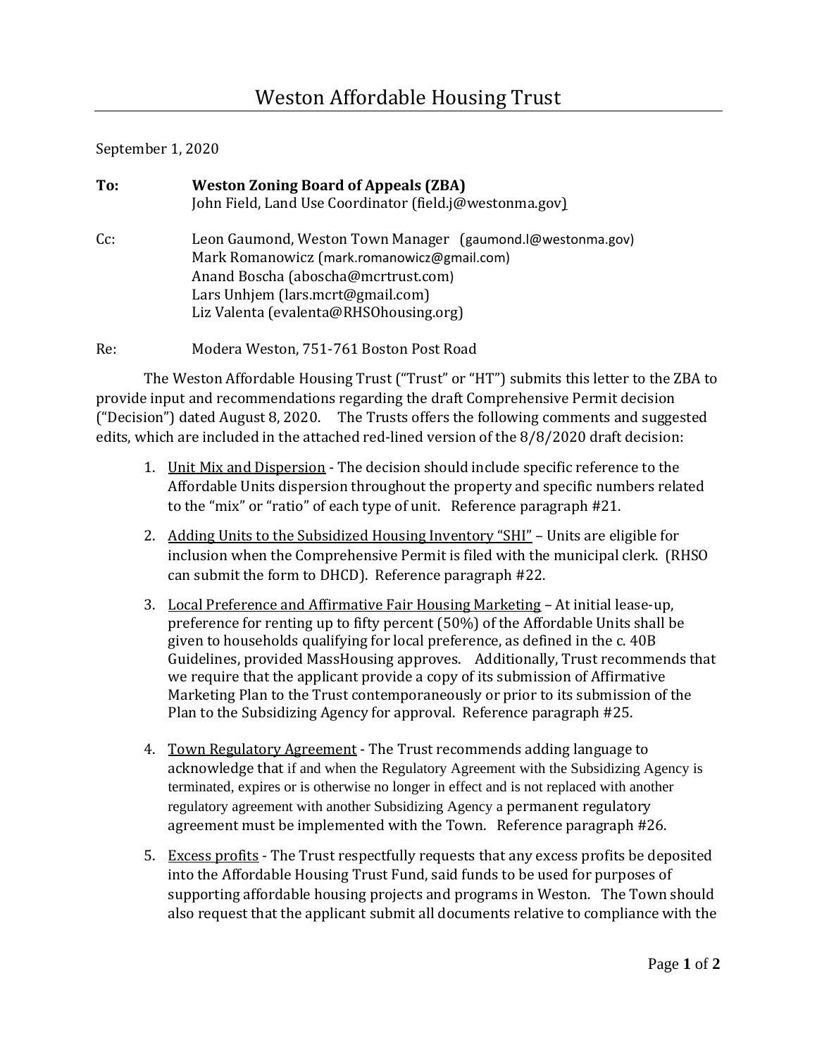# Weston Affordable Housing Trust

September 1, 2020

**To:** **Weston Zoning Board of Appeals (ZBA)**
John Field, Land Use Coordinator (field.j@westonma.gov)

Cc: Leon Gaumond, Weston Town Manager (gaumond.l@westonma.gov)
Mark Romanowicz (mark.romanowicz@gmail.com)
Anand Boscha (aboscha@mcrtrust.com)
Lars Unhjem (lars.mcrt@gmail.com)
Liz Valenta (evalenta@RHSOhousing.org)

Re: Modera Weston, 751-761 Boston Post Road

The Weston Affordable Housing Trust ("Trust" or "HT") submits this letter to the ZBA to provide input and recommendations regarding the draft Comprehensive Permit decision ("Decision") dated August 8, 2020. The Trusts offers the following comments and suggested edits, which are included in the attached red-lined version of the 8/8/2020 draft decision:

1. Unit Mix and Dispersion - The decision should include specific reference to the Affordable Units dispersion throughout the property and specific numbers related to the "mix" or "ratio" of each type of unit. Reference paragraph #21.

2. Adding Units to the Subsidized Housing Inventory "SHI" – Units are eligible for inclusion when the Comprehensive Permit is filed with the municipal clerk. (RHSO can submit the form to DHCD). Reference paragraph #22.

3. Local Preference and Affirmative Fair Housing Marketing – At initial lease-up, preference for renting up to fifty percent (50%) of the Affordable Units shall be given to households qualifying for local preference, as defined in the c. 40B Guidelines, provided MassHousing approves. Additionally, Trust recommends that we require that the applicant provide a copy of its submission of Affirmative Marketing Plan to the Trust contemporaneously or prior to its submission of the Plan to the Subsidizing Agency for approval. Reference paragraph #25.

4. Town Regulatory Agreement - The Trust recommends adding language to acknowledge that if and when the Regulatory Agreement with the Subsidizing Agency is terminated, expires or is otherwise no longer in effect and is not replaced with another regulatory agreement with another Subsidizing Agency a permanent regulatory agreement must be implemented with the Town. Reference paragraph #26.

5. Excess profits - The Trust respectfully requests that any excess profits be deposited into the Affordable Housing Trust Fund, said funds to be used for purposes of supporting affordable housing projects and programs in Weston. The Town should also request that the applicant submit all documents relative to compliance with the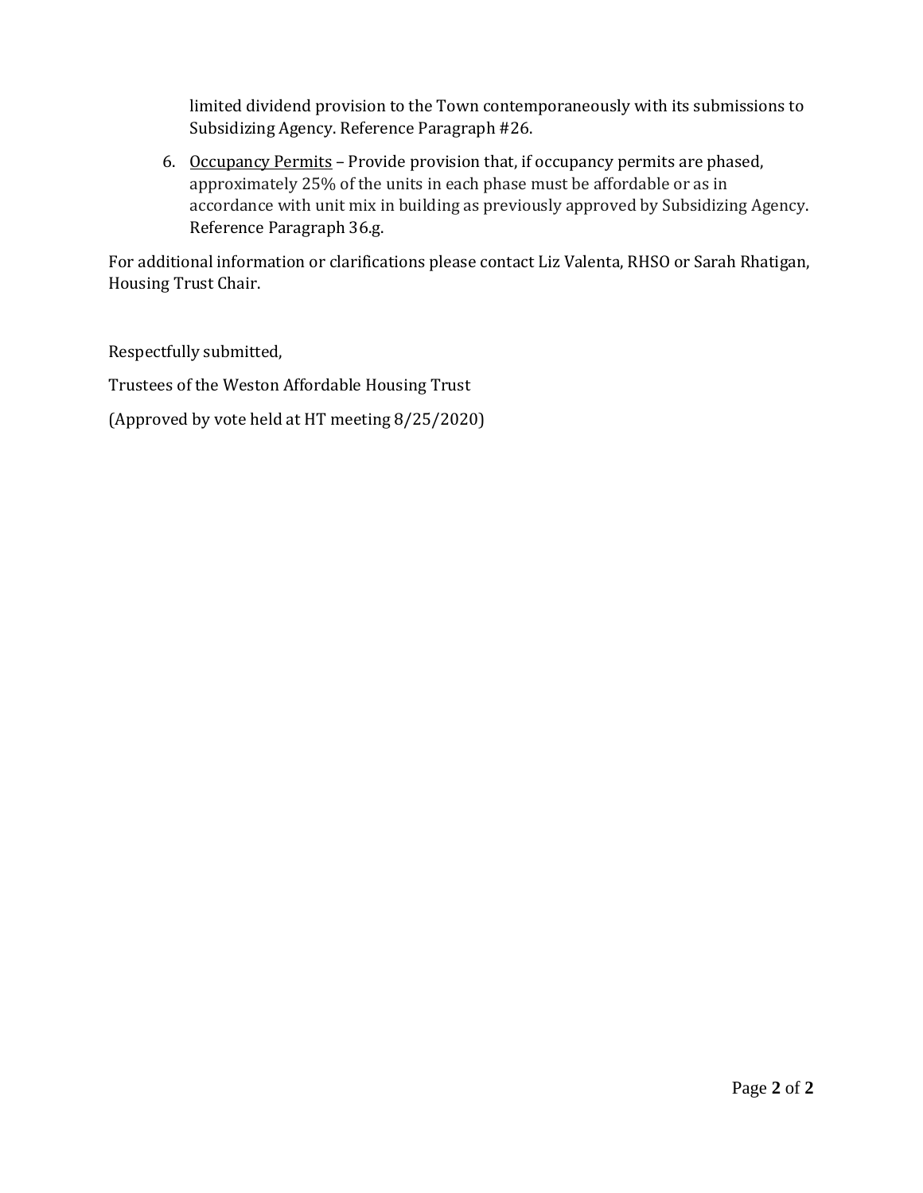limited dividend provision to the Town contemporaneously with its submissions to Subsidizing Agency. Reference Paragraph #26.

6. Occupancy Permits – Provide provision that, if occupancy permits are phased, approximately 25% of the units in each phase must be affordable or as in accordance with unit mix in building as previously approved by Subsidizing Agency. Reference Paragraph 36.g.

For additional information or clarifications please contact Liz Valenta, RHSO or Sarah Rhatigan, Housing Trust Chair.

Respectfully submitted,

Trustees of the Weston Affordable Housing Trust

(Approved by vote held at HT meeting 8/25/2020)